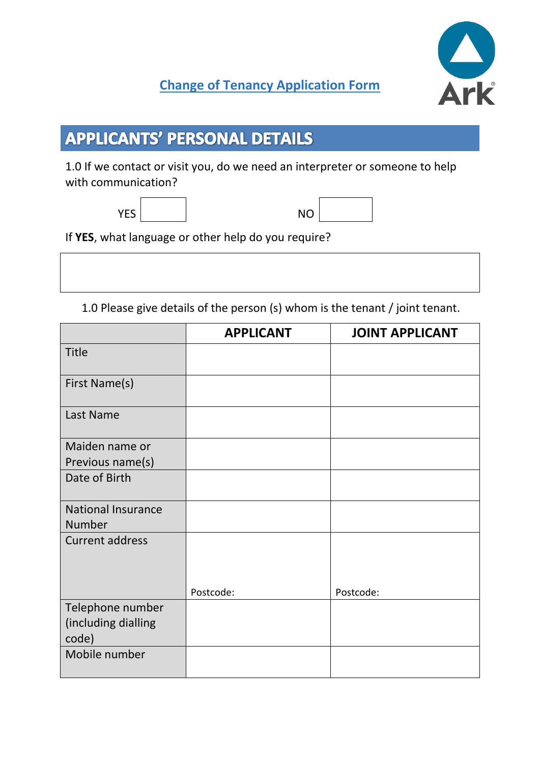# Change of Tenancy Application Form

## APPLICANTS' PERSONAL DETAILS

1.0 If we contact or visit you, do we need an interpreter or someone to help with communication?

YES ☐ NO ☐

If **YES**, what language or other help do you require?

| |
|---|
| |

1.0 Please give details of the person (s) whom is the tenant / joint tenant.

| | **APPLICANT** | **JOINT APPLICANT** |
|---|---|---|
| Title | | |
| First Name(s) | | |
| Last Name | | |
| Maiden name or Previous name(s) | | |
| Date of Birth | | |
| National Insurance Number | | |
| Current address | Postcode: | Postcode: |
| Telephone number (including dialling code) | | |
| Mobile number | | |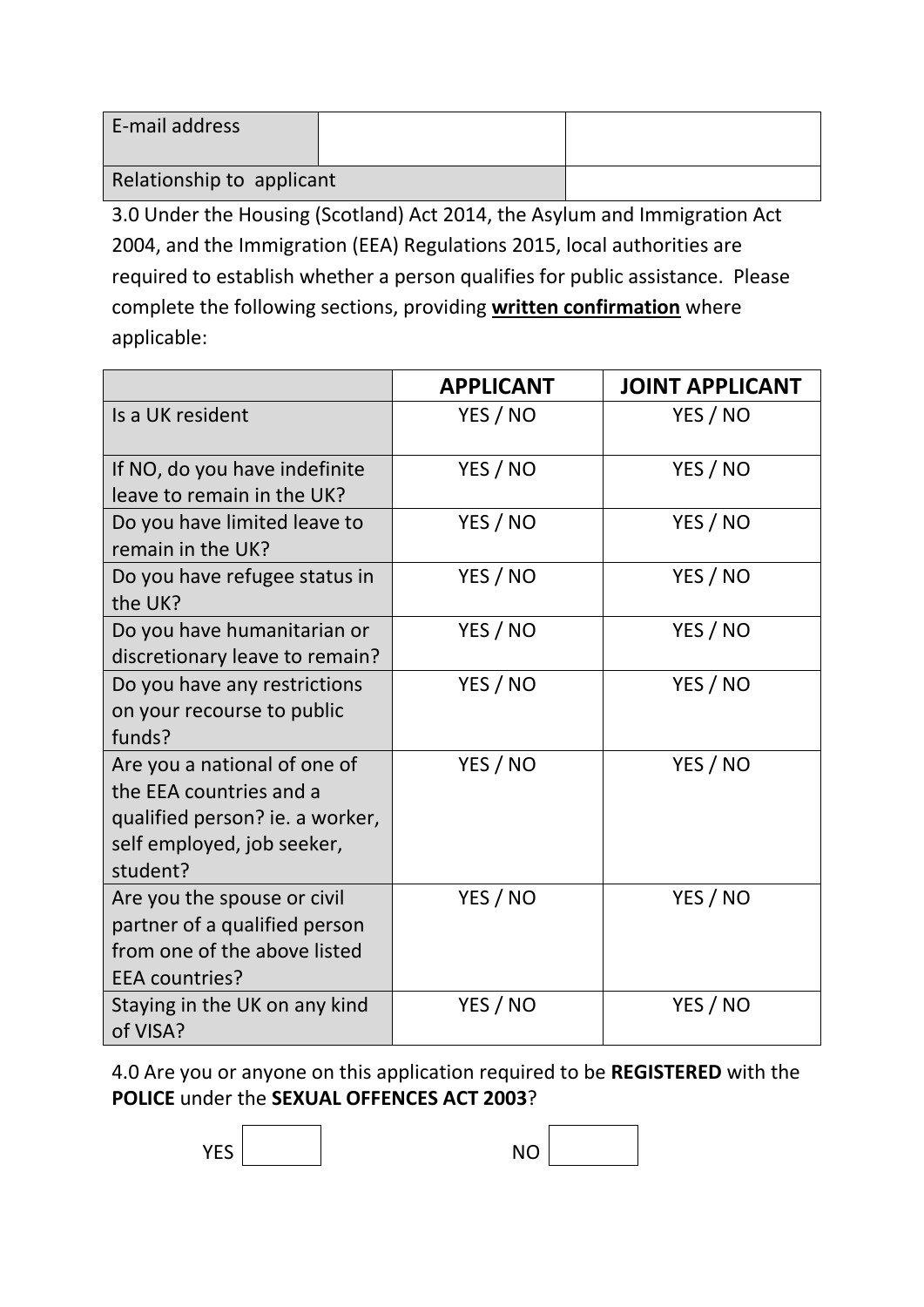| E-mail address | | |
|---|---|---|
| Relationship to applicant | | |

3.0 Under the Housing (Scotland) Act 2014, the Asylum and Immigration Act 2004, and the Immigration (EEA) Regulations 2015, local authorities are required to establish whether a person qualifies for public assistance. Please complete the following sections, providing **written confirmation** where applicable:

| | **APPLICANT** | **JOINT APPLICANT** |
|---|---|---|
| Is a UK resident | YES / NO | YES / NO |
| If NO, do you have indefinite leave to remain in the UK? | YES / NO | YES / NO |
| Do you have limited leave to remain in the UK? | YES / NO | YES / NO |
| Do you have refugee status in the UK? | YES / NO | YES / NO |
| Do you have humanitarian or discretionary leave to remain? | YES / NO | YES / NO |
| Do you have any restrictions on your recourse to public funds? | YES / NO | YES / NO |
| Are you a national of one of the EEA countries and a qualified person? ie. a worker, self employed, job seeker, student? | YES / NO | YES / NO |
| Are you the spouse or civil partner of a qualified person from one of the above listed EEA countries? | YES / NO | YES / NO |
| Staying in the UK on any kind of VISA? | YES / NO | YES / NO |

4.0 Are you or anyone on this application required to be **REGISTERED** with the **POLICE** under the **SEXUAL OFFENCES ACT 2003**?

YES ☐ NO ☐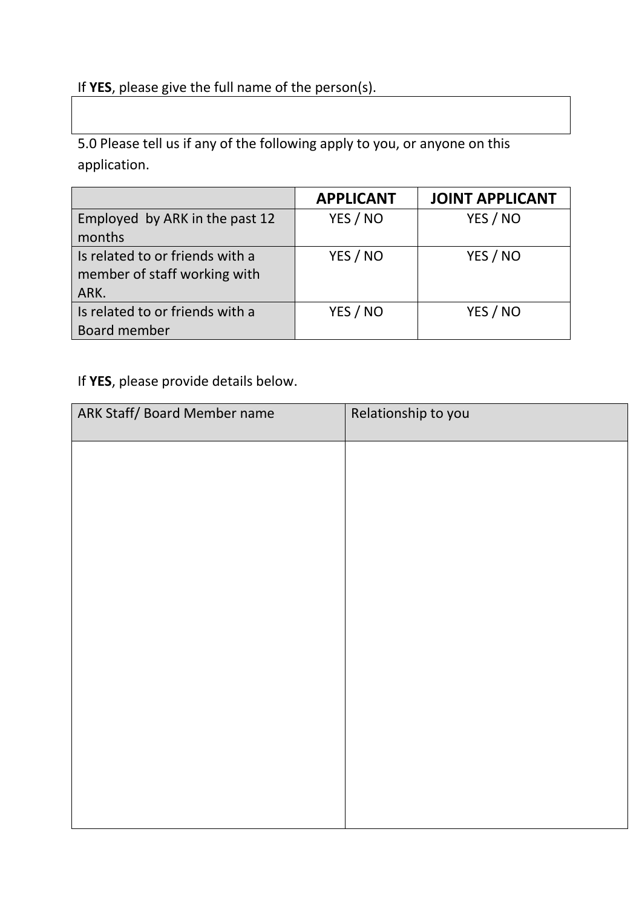If **YES**, please give the full name of the person(s).

| |
|---|
| |

5.0 Please tell us if any of the following apply to you, or anyone on this application.

| | **APPLICANT** | **JOINT APPLICANT** |
|---|---|---|
| Employed by ARK in the past 12 months | YES / NO | YES / NO |
| Is related to or friends with a member of staff working with ARK. | YES / NO | YES / NO |
| Is related to or friends with a Board member | YES / NO | YES / NO |

If **YES**, please provide details below.

| ARK Staff/ Board Member name | Relationship to you |
|---|---|
| | |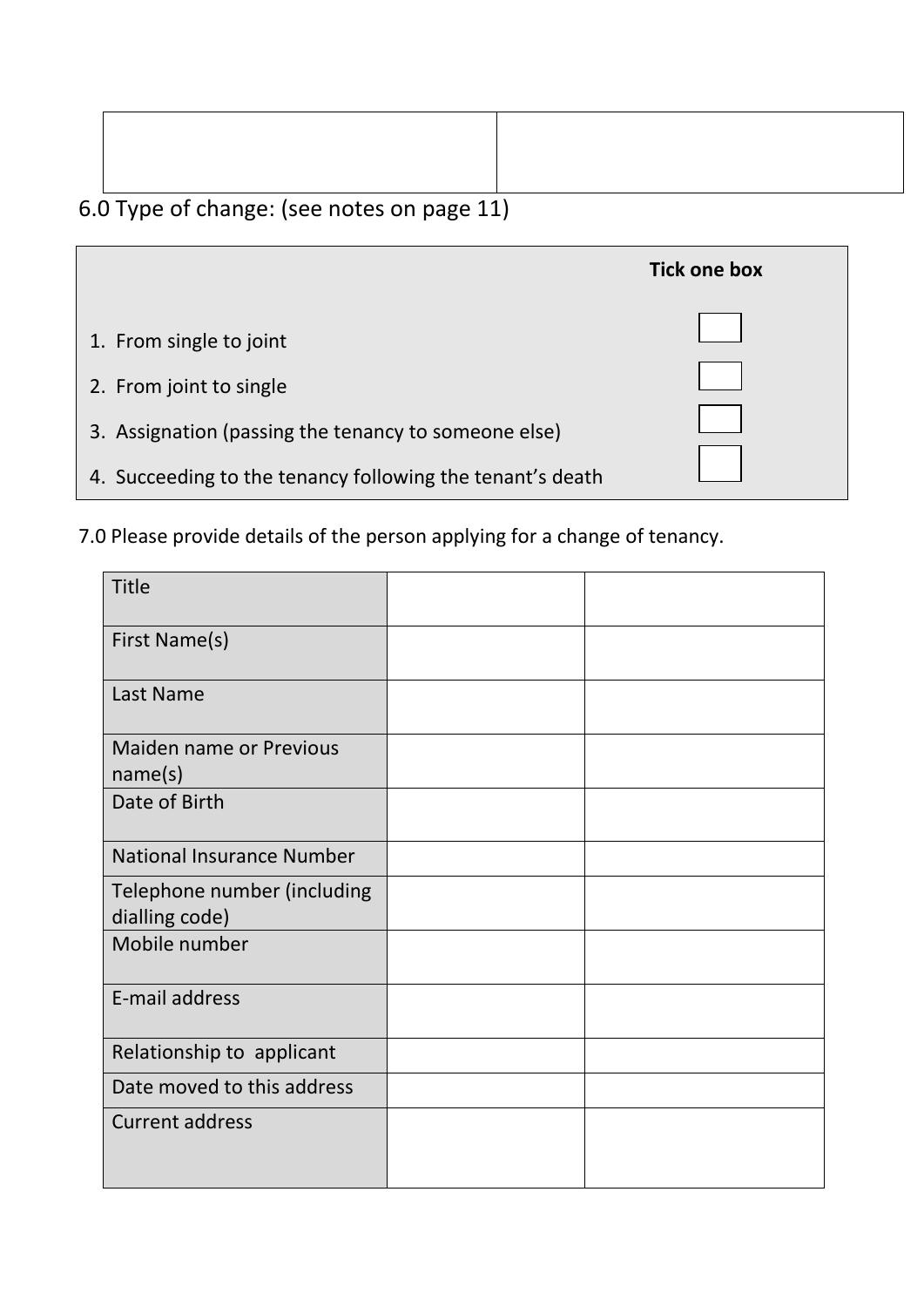| | |
|---|---|
| | |

## 6.0 Type of change: (see notes on page 11)

| | Tick one box |
|---|---|
| 1. From single to joint | ☐ |
| 2. From joint to single | ☐ |
| 3. Assignation (passing the tenancy to someone else) | ☐ |
| 4. Succeeding to the tenancy following the tenant's death | ☐ |

7.0 Please provide details of the person applying for a change of tenancy.

| | | |
|---|---|---|
| Title | | |
| First Name(s) | | |
| Last Name | | |
| Maiden name or Previous name(s) | | |
| Date of Birth | | |
| National Insurance Number | | |
| Telephone number (including dialling code) | | |
| Mobile number | | |
| E-mail address | | |
| Relationship to applicant | | |
| Date moved to this address | | |
| Current address | | |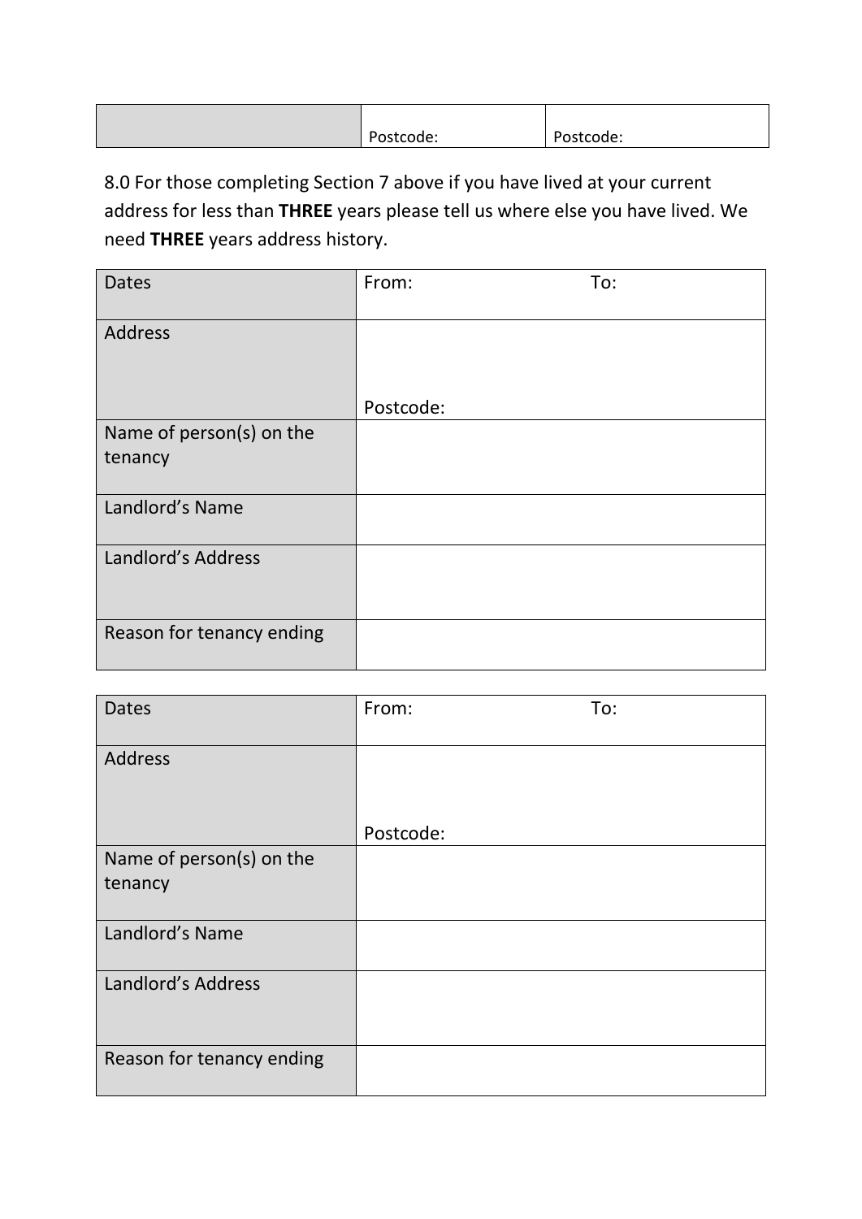| | Postcode: | Postcode: |
|---|---|---|

8.0 For those completing Section 7 above if you have lived at your current address for less than **THREE** years please tell us where else you have lived. We need **THREE** years address history.

| Dates | From: To: |
|---|---|
| Address | Postcode: |
| Name of person(s) on the tenancy | |
| Landlord's Name | |
| Landlord's Address | |
| Reason for tenancy ending | |

| Dates | From: To: |
|---|---|
| Address | Postcode: |
| Name of person(s) on the tenancy | |
| Landlord's Name | |
| Landlord's Address | |
| Reason for tenancy ending | |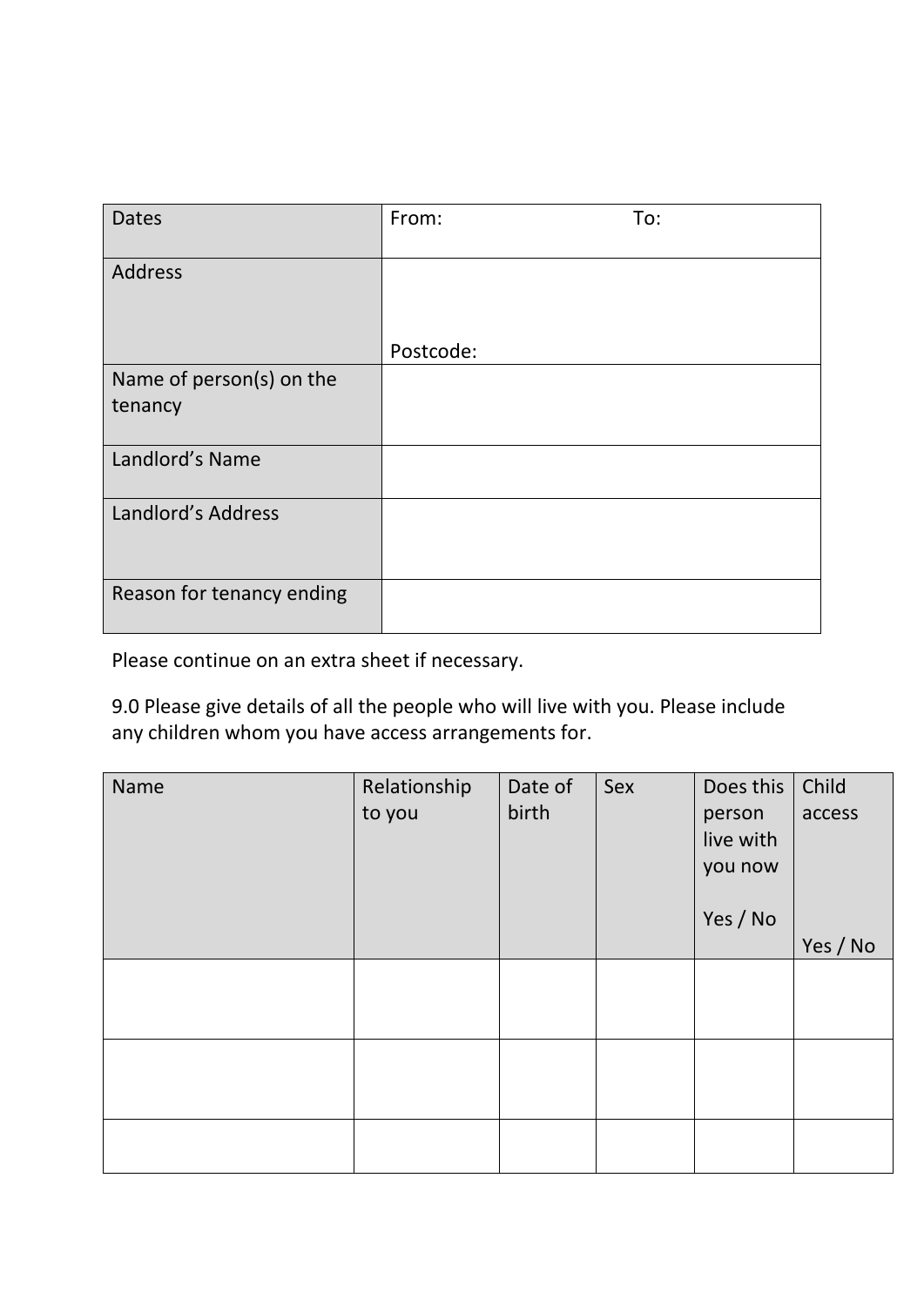| Dates | From: To: |
| --- | --- |
| Address | Postcode: |
| Name of person(s) on the tenancy | |
| Landlord's Name | |
| Landlord's Address | |
| Reason for tenancy ending | |

Please continue on an extra sheet if necessary.

9.0 Please give details of all the people who will live with you. Please include any children whom you have access arrangements for.

| Name | Relationship to you | Date of birth | Sex | Does this person live with you now<br>Yes / No | Child access<br>Yes / No |
| --- | --- | --- | --- | --- | --- |
| | | | | | |
| | | | | | |
| | | | | | |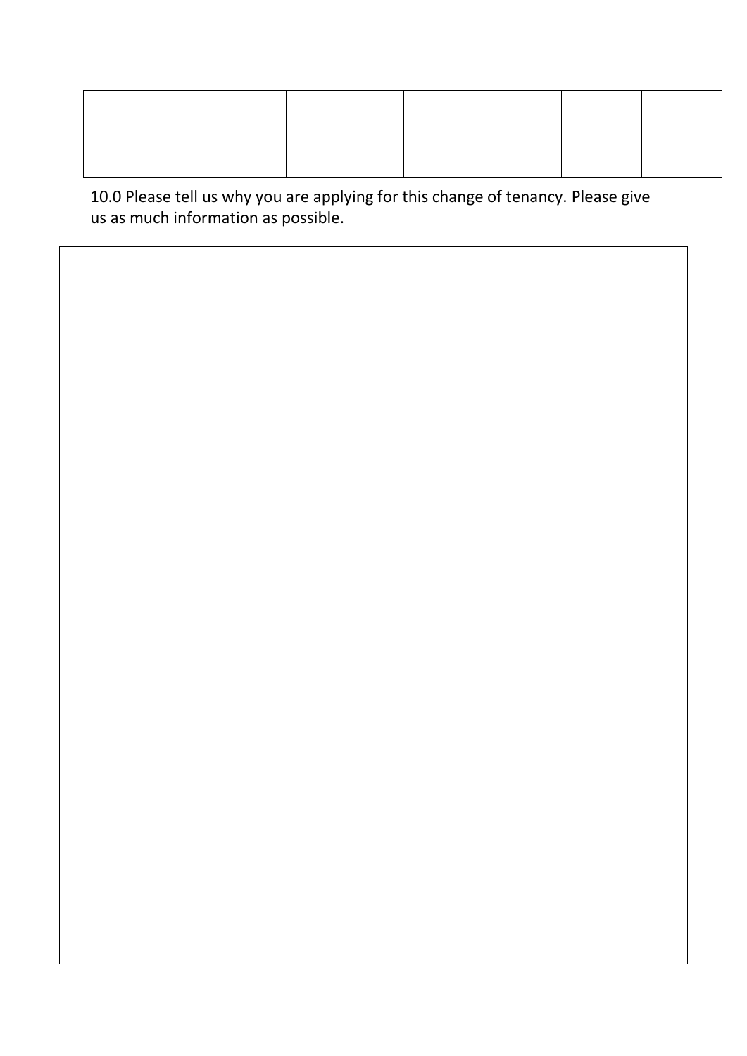| | | | | | |
|---|---|---|---|---|---|
| | | | | | |

10.0 Please tell us why you are applying for this change of tenancy. Please give us as much information as possible.

| |
|---|
| |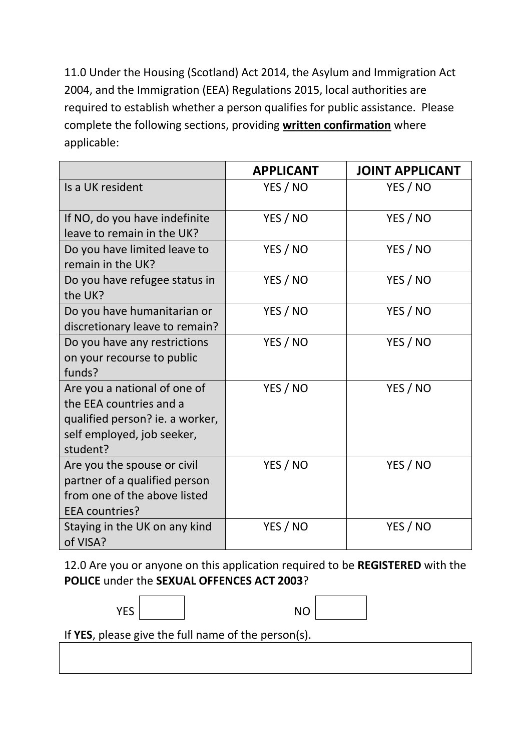11.0 Under the Housing (Scotland) Act 2014, the Asylum and Immigration Act 2004, and the Immigration (EEA) Regulations 2015, local authorities are required to establish whether a person qualifies for public assistance. Please complete the following sections, providing **written confirmation** where applicable:

| | **APPLICANT** | **JOINT APPLICANT** |
|---|---|---|
| Is a UK resident | YES / NO | YES / NO |
| If NO, do you have indefinite leave to remain in the UK? | YES / NO | YES / NO |
| Do you have limited leave to remain in the UK? | YES / NO | YES / NO |
| Do you have refugee status in the UK? | YES / NO | YES / NO |
| Do you have humanitarian or discretionary leave to remain? | YES / NO | YES / NO |
| Do you have any restrictions on your recourse to public funds? | YES / NO | YES / NO |
| Are you a national of one of the EEA countries and a qualified person? ie. a worker, self employed, job seeker, student? | YES / NO | YES / NO |
| Are you the spouse or civil partner of a qualified person from one of the above listed EEA countries? | YES / NO | YES / NO |
| Staying in the UK on any kind of VISA? | YES / NO | YES / NO |

12.0 Are you or anyone on this application required to be **REGISTERED** with the **POLICE** under the **SEXUAL OFFENCES ACT 2003**?

YES ☐ NO ☐

If **YES**, please give the full name of the person(s).

| |
|---|
| |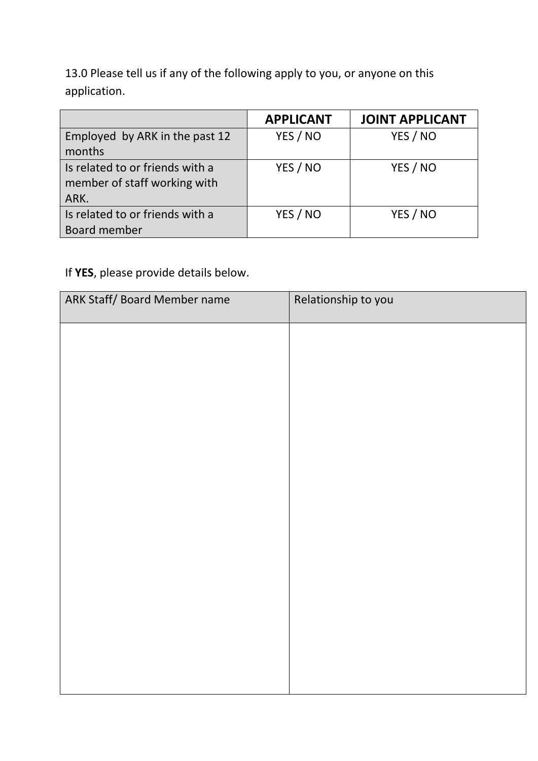13.0 Please tell us if any of the following apply to you, or anyone on this application.

| | **APPLICANT** | **JOINT APPLICANT** |
| --- | --- | --- |
| Employed by ARK in the past 12 months | YES / NO | YES / NO |
| Is related to or friends with a member of staff working with ARK. | YES / NO | YES / NO |
| Is related to or friends with a Board member | YES / NO | YES / NO |

If **YES**, please provide details below.

| ARK Staff/ Board Member name | Relationship to you |
| --- | --- |
| | |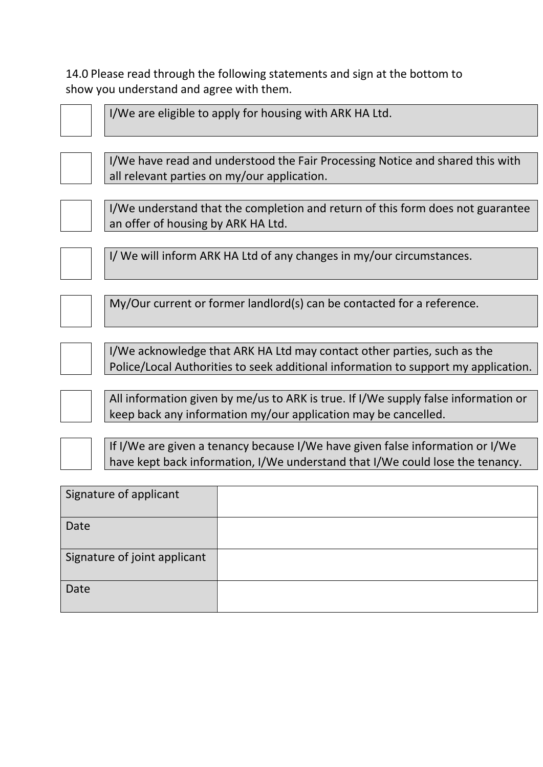14.0 Please read through the following statements and sign at the bottom to show you understand and agree with them.

- ☐ I/We are eligible to apply for housing with ARK HA Ltd.
- ☐ I/We have read and understood the Fair Processing Notice and shared this with all relevant parties on my/our application.
- ☐ I/We understand that the completion and return of this form does not guarantee an offer of housing by ARK HA Ltd.
- ☐ I/ We will inform ARK HA Ltd of any changes in my/our circumstances.
- ☐ My/Our current or former landlord(s) can be contacted for a reference.
- ☐ I/We acknowledge that ARK HA Ltd may contact other parties, such as the Police/Local Authorities to seek additional information to support my application.
- ☐ All information given by me/us to ARK is true. If I/We supply false information or keep back any information my/our application may be cancelled.
- ☐ If I/We are given a tenancy because I/We have given false information or I/We have kept back information, I/We understand that I/We could lose the tenancy.

| | |
|---|---|
| Signature of applicant | |
| Date | |
| Signature of joint applicant | |
| Date | |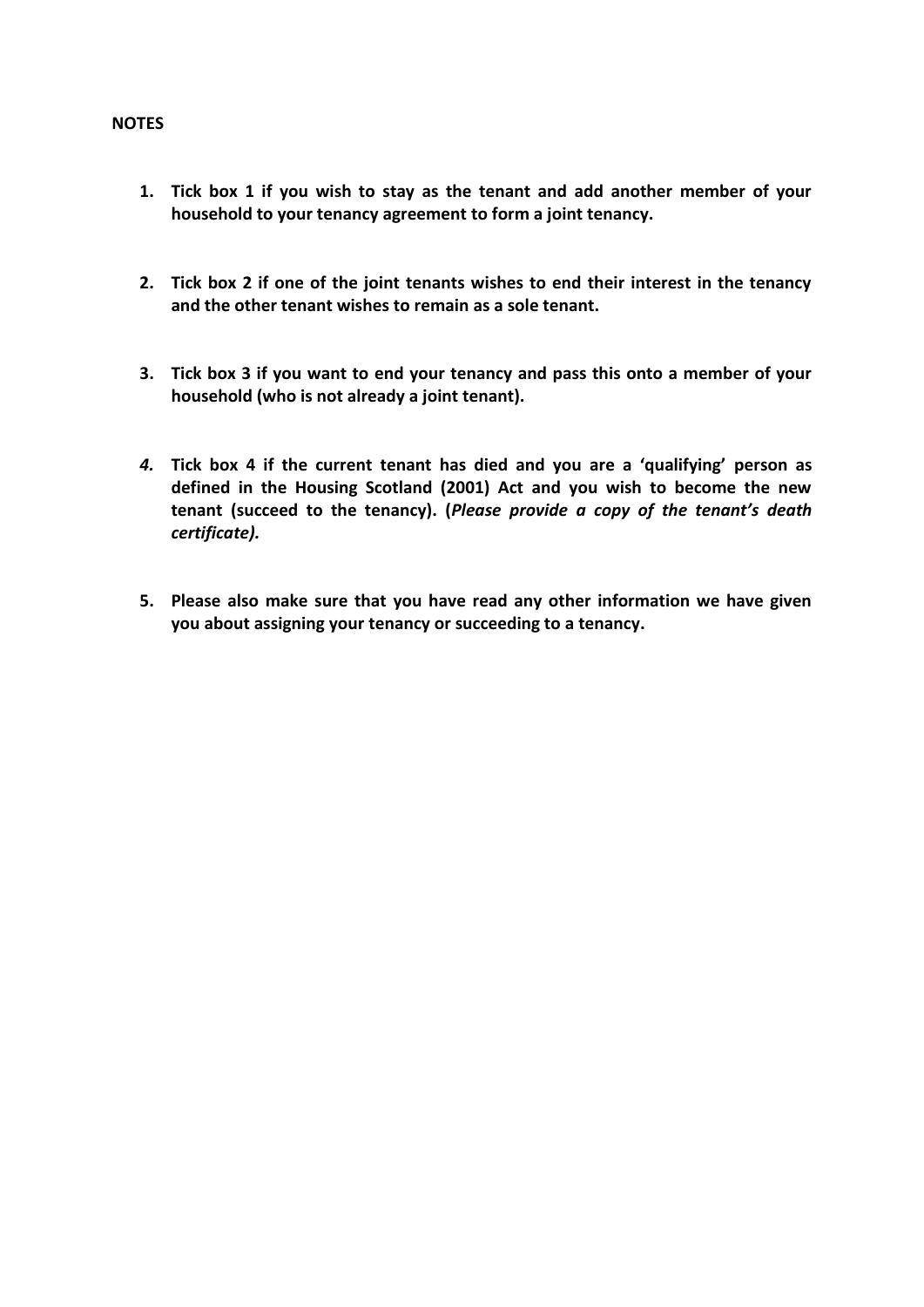**NOTES**

1. **Tick box 1 if you wish to stay as the tenant and add another member of your household to your tenancy agreement to form a joint tenancy.**

2. **Tick box 2 if one of the joint tenants wishes to end their interest in the tenancy and the other tenant wishes to remain as a sole tenant.**

3. **Tick box 3 if you want to end your tenancy and pass this onto a member of your household (who is not already a joint tenant).**

4. **Tick box 4 if the current tenant has died and you are a 'qualifying' person as defined in the Housing Scotland (2001) Act and you wish to become the new tenant (succeed to the tenancy). (*Please provide a copy of the tenant's death certificate).***

5. **Please also make sure that you have read any other information we have given you about assigning your tenancy or succeeding to a tenancy.**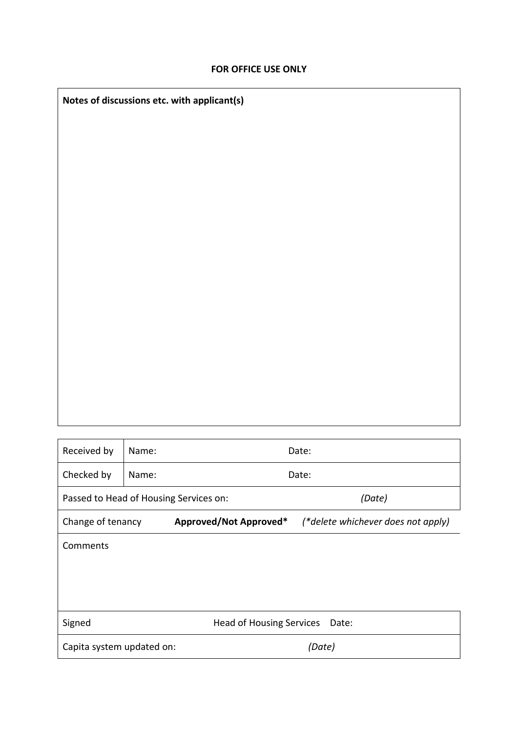**FOR OFFICE USE ONLY**

| **Notes of discussions etc. with applicant(s)** |
| --- |
| |

| | | |
| --- | --- | --- |
| Received by | Name: | Date: |
| Checked by | Name: | Date: |
| Passed to Head of Housing Services on: | | *(Date)* |
| Change of tenancy | **Approved/Not Approved*** | *(*delete whichever does not apply)* |
| Comments | | |
| Signed | Head of Housing Services | Date: |
| Capita system updated on: | | *(Date)* |